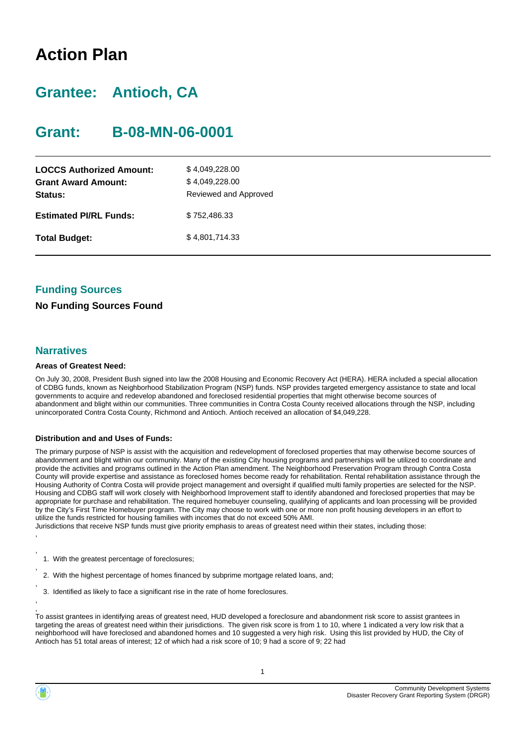# Action Plan

## Grantee: Antioch, CA

## Grant: B-08-MN-06-0001

| | |
|---|---|
| **LOCCS Authorized Amount:** | $ 4,049,228.00 |
| **Grant Award Amount:** | $ 4,049,228.00 |
| **Status:** | Reviewed and Approved |
| **Estimated PI/RL Funds:** | $ 752,486.33 |
| **Total Budget:** | $ 4,801,714.33 |

### Funding Sources

**No Funding Sources Found**

### Narratives

**Areas of Greatest Need:**

On July 30, 2008, President Bush signed into law the 2008 Housing and Economic Recovery Act (HERA). HERA included a special allocation of CDBG funds, known as Neighborhood Stabilization Program (NSP) funds. NSP provides targeted emergency assistance to state and local governments to acquire and redevelop abandoned and foreclosed residential properties that might otherwise become sources of abandonment and blight within our communities. Three communities in Contra Costa County received allocations through the NSP, including unincorporated Contra Costa County, Richmond and Antioch. Antioch received an allocation of $4,049,228.

**Distribution and and Uses of Funds:**

The primary purpose of NSP is assist with the acquisition and redevelopment of foreclosed properties that may otherwise become sources of abandonment and blight within our community. Many of the existing City housing programs and partnerships will be utilized to coordinate and provide the activities and programs outlined in the Action Plan amendment. The Neighborhood Preservation Program through Contra Costa County will provide expertise and assistance as foreclosed homes become ready for rehabilitation. Rental rehabilitation assistance through the Housing Authority of Contra Costa will provide project management and oversight if qualified multi family properties are selected for the NSP. Housing and CDBG staff will work closely with Neighborhood Improvement staff to identify abandoned and foreclosed properties that may be appropriate for purchase and rehabilitation. The required homebuyer counseling, qualifying of applicants and loan processing will be provided by the City's First Time Homebuyer program. The City may choose to work with one or more non profit housing developers in an effort to utilize the funds restricted for housing families with incomes that do not exceed 50% AMI.
Jurisdictions that receive NSP funds must give priority emphasis to areas of greatest need within their states, including those:

1. With the greatest percentage of foreclosures;
2. With the highest percentage of homes financed by subprime mortgage related loans, and;
3. Identified as likely to face a significant rise in the rate of home foreclosures.

To assist grantees in identifying areas of greatest need, HUD developed a foreclosure and abandonment risk score to assist grantees in targeting the areas of greatest need within their jurisdictions. The given risk score is from 1 to 10, where 1 indicated a very low risk that a neighborhood will have foreclosed and abandoned homes and 10 suggested a very high risk. Using this list provided by HUD, the City of Antioch has 51 total areas of interest; 12 of which had a risk score of 10; 9 had a score of 9; 22 had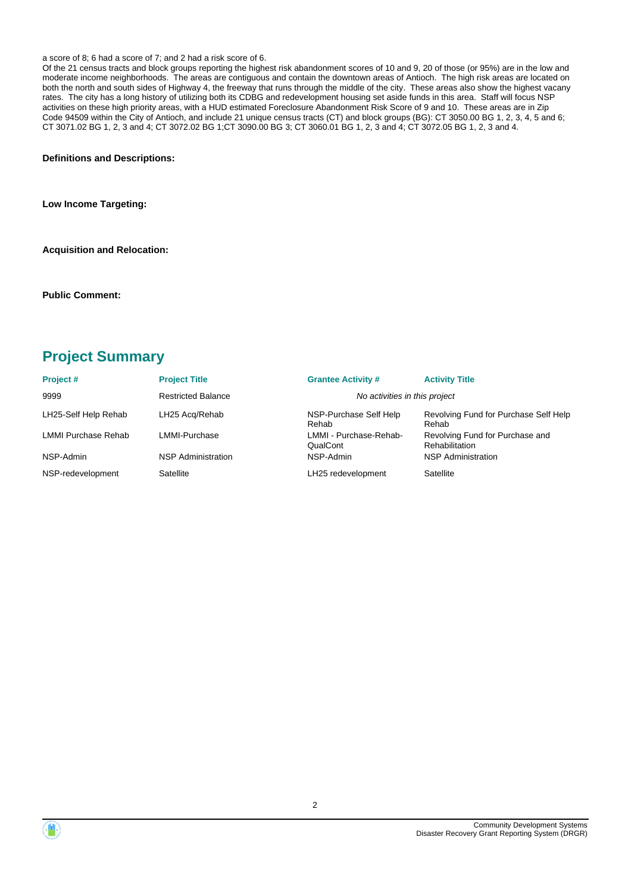a score of 8; 6 had a score of 7; and 2 had a risk score of 6.

Of the 21 census tracts and block groups reporting the highest risk abandonment scores of 10 and 9, 20 of those (or 95%) are in the low and moderate income neighborhoods. The areas are contiguous and contain the downtown areas of Antioch. The high risk areas are located on both the north and south sides of Highway 4, the freeway that runs through the middle of the city. These areas also show the highest vacany rates. The city has a long history of utilizing both its CDBG and redevelopment housing set aside funds in this area. Staff will focus NSP activities on these high priority areas, with a HUD estimated Foreclosure Abandonment Risk Score of 9 and 10. These areas are in Zip Code 94509 within the City of Antioch, and include 21 unique census tracts (CT) and block groups (BG): CT 3050.00 BG 1, 2, 3, 4, 5 and 6; CT 3071.02 BG 1, 2, 3 and 4; CT 3072.02 BG 1;CT 3090.00 BG 3; CT 3060.01 BG 1, 2, 3 and 4; CT 3072.05 BG 1, 2, 3 and 4.

**Definitions and Descriptions:**

**Low Income Targeting:**

**Acquisition and Relocation:**

**Public Comment:**

## Project Summary

| Project # | Project Title | Grantee Activity # | Activity Title |
|---|---|---|---|
| 9999 | Restricted Balance | *No activities in this project* | |
| LH25-Self Help Rehab | LH25 Acq/Rehab | NSP-Purchase Self Help Rehab | Revolving Fund for Purchase Self Help Rehab |
| LMMI Purchase Rehab | LMMI-Purchase | LMMI - Purchase-Rehab-QualCont | Revolving Fund for Purchase and Rehabilitation |
| NSP-Admin | NSP Administration | NSP-Admin | NSP Administration |
| NSP-redevelopment | Satellite | LH25 redevelopment | Satellite |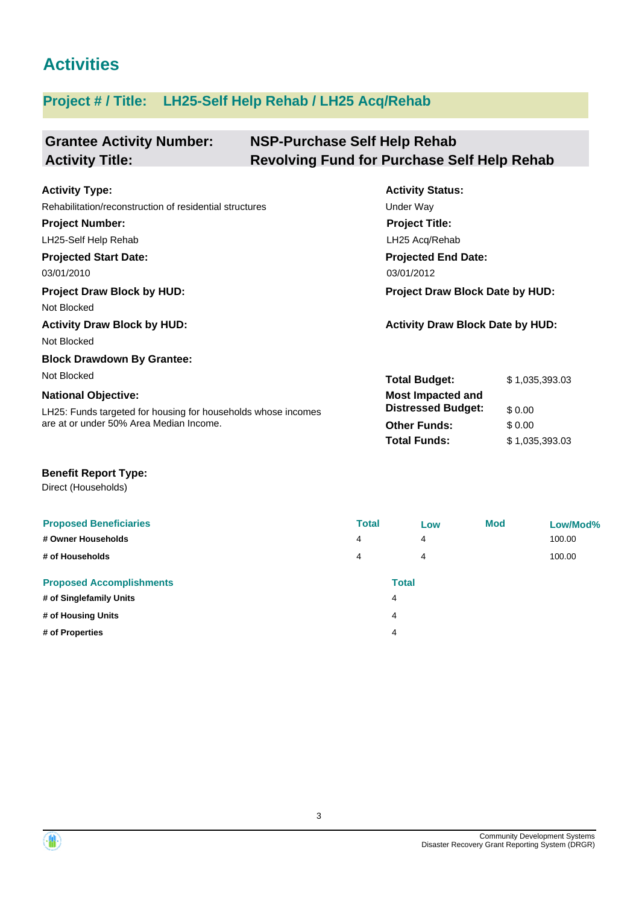# Activities

## Project # / Title: LH25-Self Help Rehab / LH25 Acq/Rehab

**Grantee Activity Number:** NSP-Purchase Self Help Rehab
**Activity Title:** Revolving Fund for Purchase Self Help Rehab

**Activity Type:**
Rehabilitation/reconstruction of residential structures

**Activity Status:**
Under Way

**Project Number:**
LH25-Self Help Rehab

**Project Title:**
LH25 Acq/Rehab

**Projected Start Date:**
03/01/2010

**Projected End Date:**
03/01/2012

**Project Draw Block by HUD:**
Not Blocked

**Project Draw Block Date by HUD:**

**Activity Draw Block by HUD:**
Not Blocked

**Activity Draw Block Date by HUD:**

**Block Drawdown By Grantee:**
Not Blocked

**National Objective:**
LH25: Funds targeted for housing for households whose incomes are at or under 50% Area Median Income.

| | |
|---|---|
| **Total Budget:** | $ 1,035,393.03 |
| **Most Impacted and Distressed Budget:** | $ 0.00 |
| **Other Funds:** | $ 0.00 |
| **Total Funds:** | $ 1,035,393.03 |

**Benefit Report Type:**
Direct (Households)

| Proposed Beneficiaries | Total | Low | Mod | Low/Mod% |
|---|---|---|---|---|
| # Owner Households | 4 | 4 | | 100.00 |
| # of Households | 4 | 4 | | 100.00 |

| Proposed Accomplishments | Total |
|---|---|
| # of Singlefamily Units | 4 |
| # of Housing Units | 4 |
| # of Properties | 4 |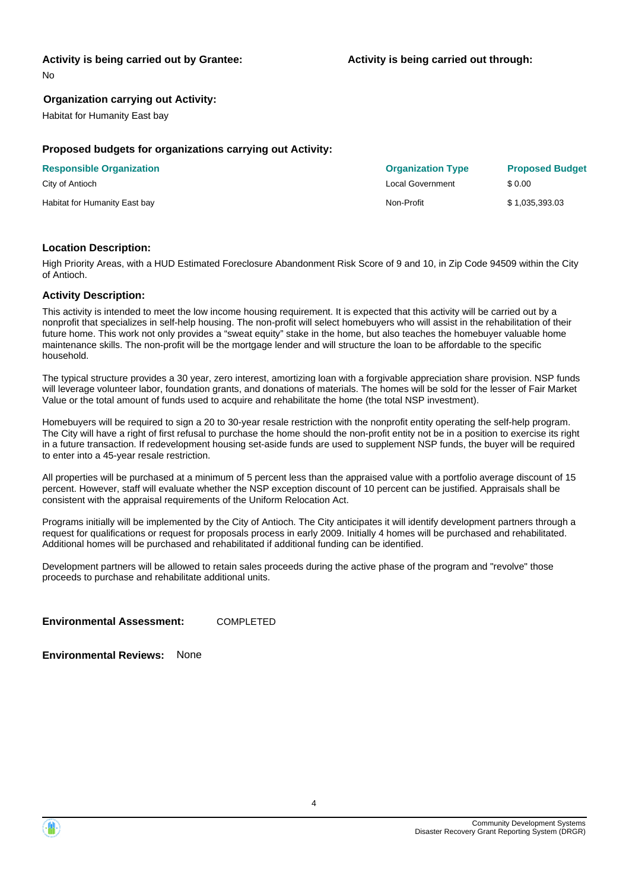**Activity is being carried out by Grantee:**

No

**Activity is being carried out through:**

**Organization carrying out Activity:**

Habitat for Humanity East bay

**Proposed budgets for organizations carrying out Activity:**

| Responsible Organization | Organization Type | Proposed Budget |
|---|---|---|
| City of Antioch | Local Government | $ 0.00 |
| Habitat for Humanity East bay | Non-Profit | $ 1,035,393.03 |

**Location Description:**

High Priority Areas, with a HUD Estimated Foreclosure Abandonment Risk Score of 9 and 10, in Zip Code 94509 within the City of Antioch.

**Activity Description:**

This activity is intended to meet the low income housing requirement. It is expected that this activity will be carried out by a nonprofit that specializes in self-help housing. The non-profit will select homebuyers who will assist in the rehabilitation of their future home. This work not only provides a "sweat equity" stake in the home, but also teaches the homebuyer valuable home maintenance skills. The non-profit will be the mortgage lender and will structure the loan to be affordable to the specific household.

The typical structure provides a 30 year, zero interest, amortizing loan with a forgivable appreciation share provision. NSP funds will leverage volunteer labor, foundation grants, and donations of materials. The homes will be sold for the lesser of Fair Market Value or the total amount of funds used to acquire and rehabilitate the home (the total NSP investment).

Homebuyers will be required to sign a 20 to 30-year resale restriction with the nonprofit entity operating the self-help program. The City will have a right of first refusal to purchase the home should the non-profit entity not be in a position to exercise its right in a future transaction. If redevelopment housing set-aside funds are used to supplement NSP funds, the buyer will be required to enter into a 45-year resale restriction.

All properties will be purchased at a minimum of 5 percent less than the appraised value with a portfolio average discount of 15 percent. However, staff will evaluate whether the NSP exception discount of 10 percent can be justified. Appraisals shall be consistent with the appraisal requirements of the Uniform Relocation Act.

Programs initially will be implemented by the City of Antioch. The City anticipates it will identify development partners through a request for qualifications or request for proposals process in early 2009. Initially 4 homes will be purchased and rehabilitated. Additional homes will be purchased and rehabilitated if additional funding can be identified.

Development partners will be allowed to retain sales proceeds during the active phase of the program and "revolve" those proceeds to purchase and rehabilitate additional units.

**Environmental Assessment:** COMPLETED

**Environmental Reviews:** None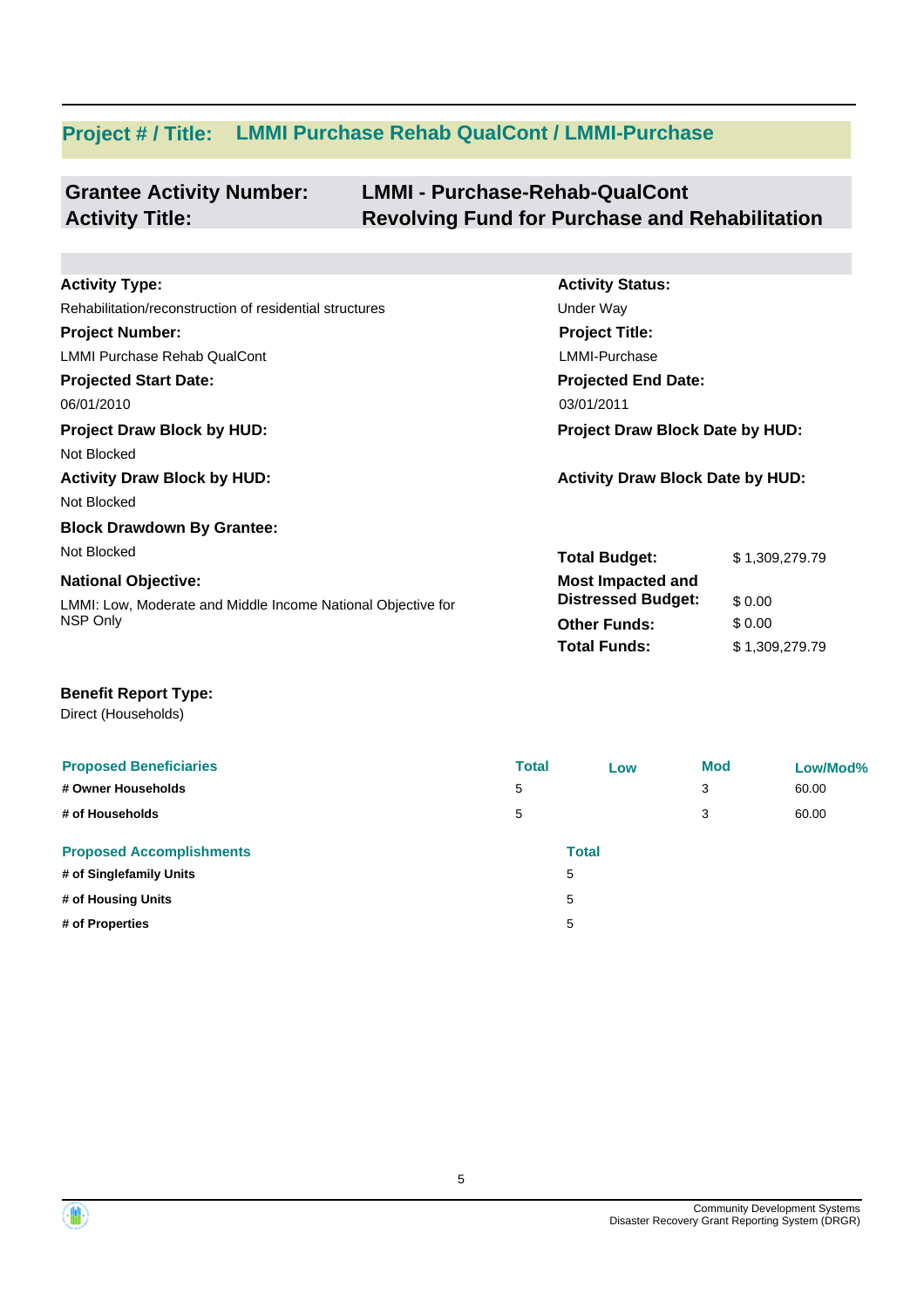## Project # / Title: LMMI Purchase Rehab QualCont / LMMI-Purchase

**Grantee Activity Number:** LMMI - Purchase-Rehab-QualCont
**Activity Title:** Revolving Fund for Purchase and Rehabilitation

**Activity Type:**
Rehabilitation/reconstruction of residential structures

**Activity Status:**
Under Way

**Project Number:**
LMMI Purchase Rehab QualCont

**Project Title:**
LMMI-Purchase

**Projected Start Date:**
06/01/2010

**Projected End Date:**
03/01/2011

**Project Draw Block by HUD:**
Not Blocked

**Project Draw Block Date by HUD:**

**Activity Draw Block by HUD:**
Not Blocked

**Activity Draw Block Date by HUD:**

**Block Drawdown By Grantee:**
Not Blocked

**National Objective:**
LMMI: Low, Moderate and Middle Income National Objective for NSP Only

| | |
|---|---|
| **Total Budget:** | $ 1,309,279.79 |
| **Most Impacted and Distressed Budget:** | $ 0.00 |
| **Other Funds:** | $ 0.00 |
| **Total Funds:** | $ 1,309,279.79 |

**Benefit Report Type:**
Direct (Households)

| Proposed Beneficiaries | Total | Low | Mod | Low/Mod% |
|---|---|---|---|---|
| **# Owner Households** | 5 | | 3 | 60.00 |
| **# of Households** | 5 | | 3 | 60.00 |

| Proposed Accomplishments | Total |
|---|---|
| **# of Singlefamily Units** | 5 |
| **# of Housing Units** | 5 |
| **# of Properties** | 5 |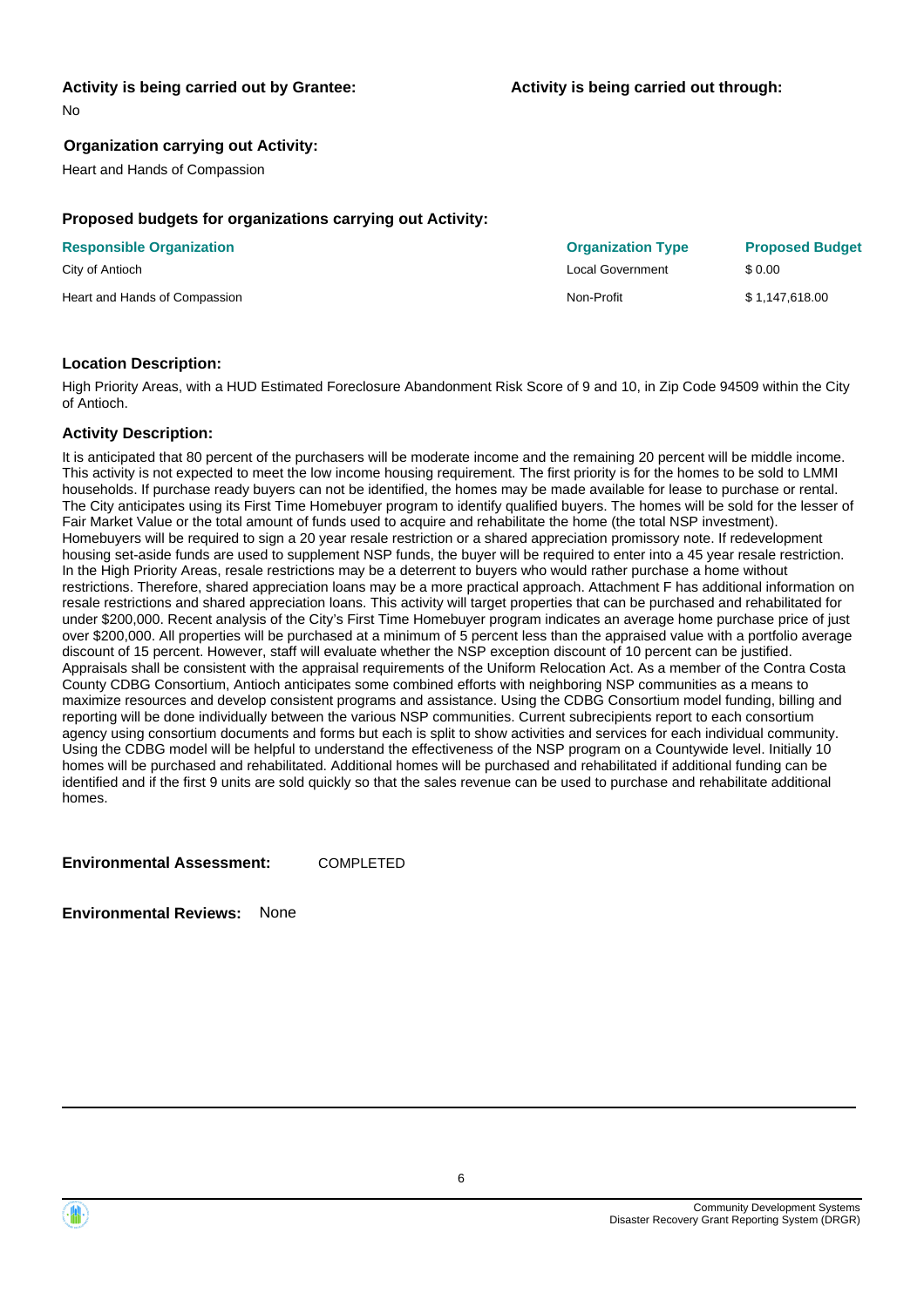**Activity is being carried out by Grantee:**

No

**Activity is being carried out through:**

**Organization carrying out Activity:**

Heart and Hands of Compassion

**Proposed budgets for organizations carrying out Activity:**

| Responsible Organization | Organization Type | Proposed Budget |
| --- | --- | --- |
| City of Antioch | Local Government | $ 0.00 |
| Heart and Hands of Compassion | Non-Profit | $ 1,147,618.00 |

**Location Description:**

High Priority Areas, with a HUD Estimated Foreclosure Abandonment Risk Score of 9 and 10, in Zip Code 94509 within the City of Antioch.

**Activity Description:**

It is anticipated that 80 percent of the purchasers will be moderate income and the remaining 20 percent will be middle income. This activity is not expected to meet the low income housing requirement. The first priority is for the homes to be sold to LMMI households. If purchase ready buyers can not be identified, the homes may be made available for lease to purchase or rental. The City anticipates using its First Time Homebuyer program to identify qualified buyers. The homes will be sold for the lesser of Fair Market Value or the total amount of funds used to acquire and rehabilitate the home (the total NSP investment). Homebuyers will be required to sign a 20 year resale restriction or a shared appreciation promissory note. If redevelopment housing set-aside funds are used to supplement NSP funds, the buyer will be required to enter into a 45 year resale restriction. In the High Priority Areas, resale restrictions may be a deterrent to buyers who would rather purchase a home without restrictions. Therefore, shared appreciation loans may be a more practical approach. Attachment F has additional information on resale restrictions and shared appreciation loans. This activity will target properties that can be purchased and rehabilitated for under $200,000. Recent analysis of the City's First Time Homebuyer program indicates an average home purchase price of just over $200,000. All properties will be purchased at a minimum of 5 percent less than the appraised value with a portfolio average discount of 15 percent. However, staff will evaluate whether the NSP exception discount of 10 percent can be justified. Appraisals shall be consistent with the appraisal requirements of the Uniform Relocation Act. As a member of the Contra Costa County CDBG Consortium, Antioch anticipates some combined efforts with neighboring NSP communities as a means to maximize resources and develop consistent programs and assistance. Using the CDBG Consortium model funding, billing and reporting will be done individually between the various NSP communities. Current subrecipients report to each consortium agency using consortium documents and forms but each is split to show activities and services for each individual community. Using the CDBG model will be helpful to understand the effectiveness of the NSP program on a Countywide level. Initially 10 homes will be purchased and rehabilitated. Additional homes will be purchased and rehabilitated if additional funding can be identified and if the first 9 units are sold quickly so that the sales revenue can be used to purchase and rehabilitate additional homes.

**Environmental Assessment:** COMPLETED

**Environmental Reviews:** None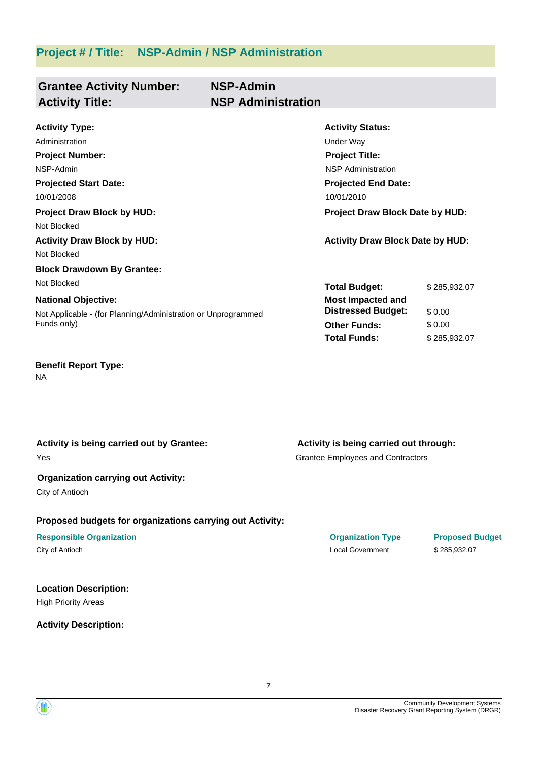## Project # / Title: NSP-Admin / NSP Administration

**Grantee Activity Number:** NSP-Admin
**Activity Title:** NSP Administration

**Activity Type:**
Administration

**Activity Status:**
Under Way

**Project Number:**
NSP-Admin

**Project Title:**
NSP Administration

**Projected Start Date:**
10/01/2008

**Projected End Date:**
10/01/2010

**Project Draw Block by HUD:**
Not Blocked

**Project Draw Block Date by HUD:**

**Activity Draw Block by HUD:**
Not Blocked

**Activity Draw Block Date by HUD:**

**Block Drawdown By Grantee:**
Not Blocked

**National Objective:**
Not Applicable - (for Planning/Administration or Unprogrammed Funds only)

| | |
|---|---|
| **Total Budget:** | $ 285,932.07 |
| **Most Impacted and Distressed Budget:** | $ 0.00 |
| **Other Funds:** | $ 0.00 |
| **Total Funds:** | $ 285,932.07 |

**Benefit Report Type:**
NA

**Activity is being carried out by Grantee:**
Yes

**Activity is being carried out through:**
Grantee Employees and Contractors

**Organization carrying out Activity:**
City of Antioch

**Proposed budgets for organizations carrying out Activity:**

| Responsible Organization | Organization Type | Proposed Budget |
|---|---|---|
| City of Antioch | Local Government | $ 285,932.07 |

**Location Description:**
High Priority Areas

**Activity Description:**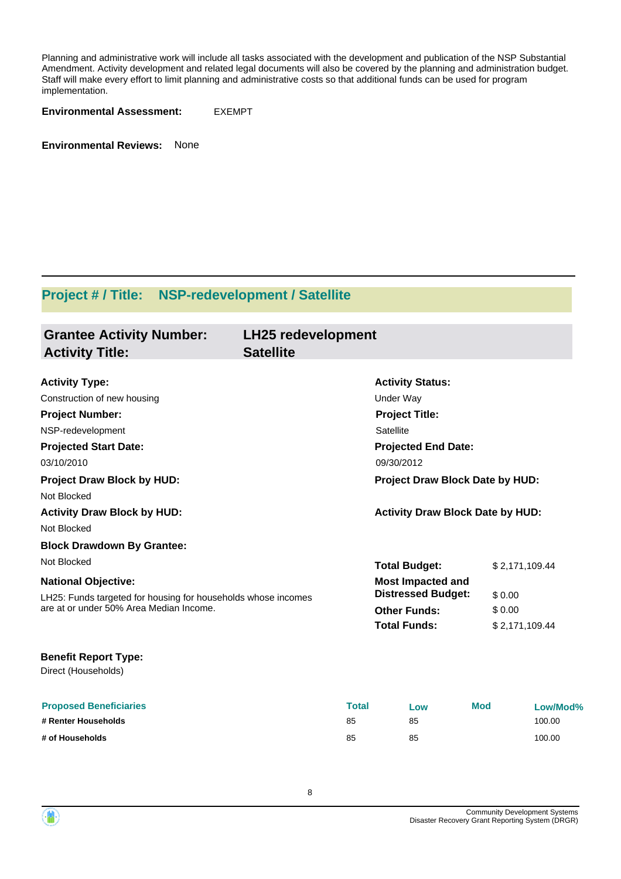Planning and administrative work will include all tasks associated with the development and publication of the NSP Substantial Amendment. Activity development and related legal documents will also be covered by the planning and administration budget. Staff will make every effort to limit planning and administrative costs so that additional funds can be used for program implementation.

**Environmental Assessment:** EXEMPT

**Environmental Reviews:** None

## Project # / Title: NSP-redevelopment / Satellite

| **Grantee Activity Number:** | **LH25 redevelopment** |
|---|---|
| **Activity Title:** | **Satellite** |

**Activity Type:**
Construction of new housing

**Activity Status:**
Under Way

**Project Number:**
NSP-redevelopment

**Project Title:**
Satellite

**Projected Start Date:**
03/10/2010

**Projected End Date:**
09/30/2012

**Project Draw Block by HUD:**
Not Blocked

**Project Draw Block Date by HUD:**

**Activity Draw Block by HUD:**
Not Blocked

**Activity Draw Block Date by HUD:**

**Block Drawdown By Grantee:**
Not Blocked

**National Objective:**
LH25: Funds targeted for housing for households whose incomes are at or under 50% Area Median Income.

| | |
|---|---|
| **Total Budget:** | $ 2,171,109.44 |
| **Most Impacted and Distressed Budget:** | $ 0.00 |
| **Other Funds:** | $ 0.00 |
| **Total Funds:** | $ 2,171,109.44 |

**Benefit Report Type:**
Direct (Households)

| Proposed Beneficiaries | Total | Low | Mod | Low/Mod% |
|---|---|---|---|---|
| **# Renter Households** | 85 | 85 | | 100.00 |
| **# of Households** | 85 | 85 | | 100.00 |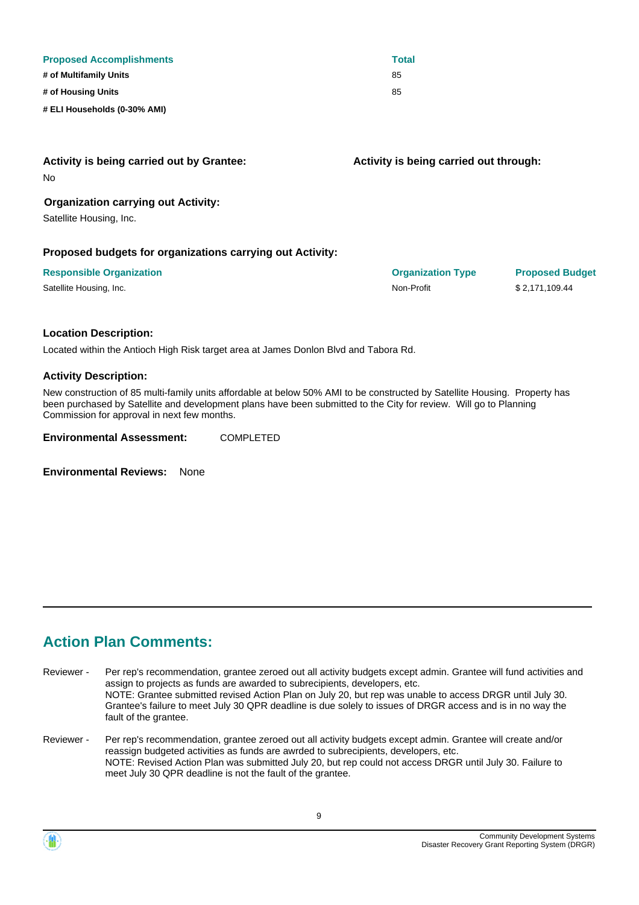| Proposed Accomplishments | Total |
|---|---|
| **# of Multifamily Units** | 85 |
| **# of Housing Units** | 85 |
| **# ELI Households (0-30% AMI)** | |

**Activity is being carried out by Grantee:**

No

**Activity is being carried out through:**

**Organization carrying out Activity:**

Satellite Housing, Inc.

**Proposed budgets for organizations carrying out Activity:**

| Responsible Organization | Organization Type | Proposed Budget |
|---|---|---|
| Satellite Housing, Inc. | Non-Profit | $ 2,171,109.44 |

**Location Description:**

Located within the Antioch High Risk target area at James Donlon Blvd and Tabora Rd.

**Activity Description:**

New construction of 85 multi-family units affordable at below 50% AMI to be constructed by Satellite Housing. Property has been purchased by Satellite and development plans have been submitted to the City for review. Will go to Planning Commission for approval in next few months.

**Environmental Assessment:** COMPLETED

**Environmental Reviews:** None

---

## Action Plan Comments:

Reviewer - Per rep's recommendation, grantee zeroed out all activity budgets except admin. Grantee will fund activities and assign to projects as funds are awarded to subrecipients, developers, etc.
NOTE: Grantee submitted revised Action Plan on July 20, but rep was unable to access DRGR until July 30. Grantee's failure to meet July 30 QPR deadline is due solely to issues of DRGR access and is in no way the fault of the grantee.

Reviewer - Per rep's recommendation, grantee zeroed out all activity budgets except admin. Grantee will create and/or reassign budgeted activities as funds are awrded to subrecipients, developers, etc.
NOTE: Revised Action Plan was submitted July 20, but rep could not access DRGR until July 30. Failure to meet July 30 QPR deadline is not the fault of the grantee.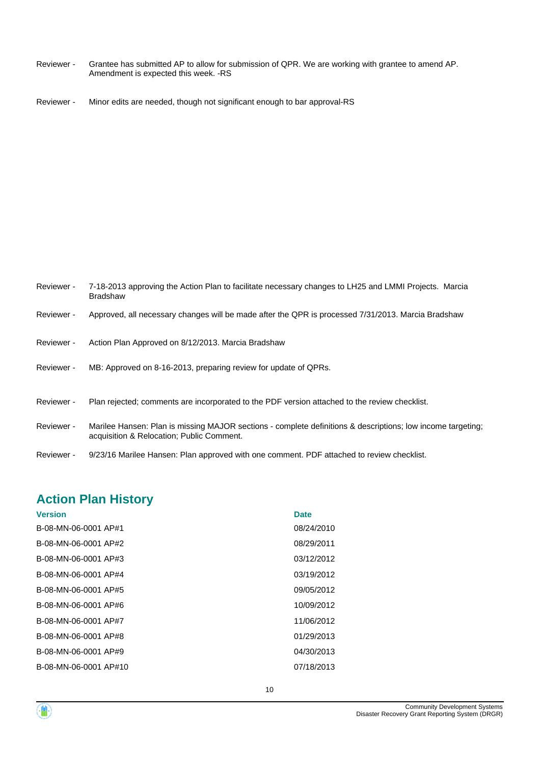Reviewer - Grantee has submitted AP to allow for submission of QPR. We are working with grantee to amend AP. Amendment is expected this week. -RS

Reviewer - Minor edits are needed, though not significant enough to bar approval-RS

Reviewer - 7-18-2013 approving the Action Plan to facilitate necessary changes to LH25 and LMMI Projects. Marcia Bradshaw

Reviewer - Approved, all necessary changes will be made after the QPR is processed 7/31/2013. Marcia Bradshaw

Reviewer - Action Plan Approved on 8/12/2013. Marcia Bradshaw

Reviewer - MB: Approved on 8-16-2013, preparing review for update of QPRs.

Reviewer - Plan rejected; comments are incorporated to the PDF version attached to the review checklist.

Reviewer - Marilee Hansen: Plan is missing MAJOR sections - complete definitions & descriptions; low income targeting; acquisition & Relocation; Public Comment.

Reviewer - 9/23/16 Marilee Hansen: Plan approved with one comment. PDF attached to review checklist.

## Action Plan History

| Version | Date |
|---|---|
| B-08-MN-06-0001 AP#1 | 08/24/2010 |
| B-08-MN-06-0001 AP#2 | 08/29/2011 |
| B-08-MN-06-0001 AP#3 | 03/12/2012 |
| B-08-MN-06-0001 AP#4 | 03/19/2012 |
| B-08-MN-06-0001 AP#5 | 09/05/2012 |
| B-08-MN-06-0001 AP#6 | 10/09/2012 |
| B-08-MN-06-0001 AP#7 | 11/06/2012 |
| B-08-MN-06-0001 AP#8 | 01/29/2013 |
| B-08-MN-06-0001 AP#9 | 04/30/2013 |
| B-08-MN-06-0001 AP#10 | 07/18/2013 |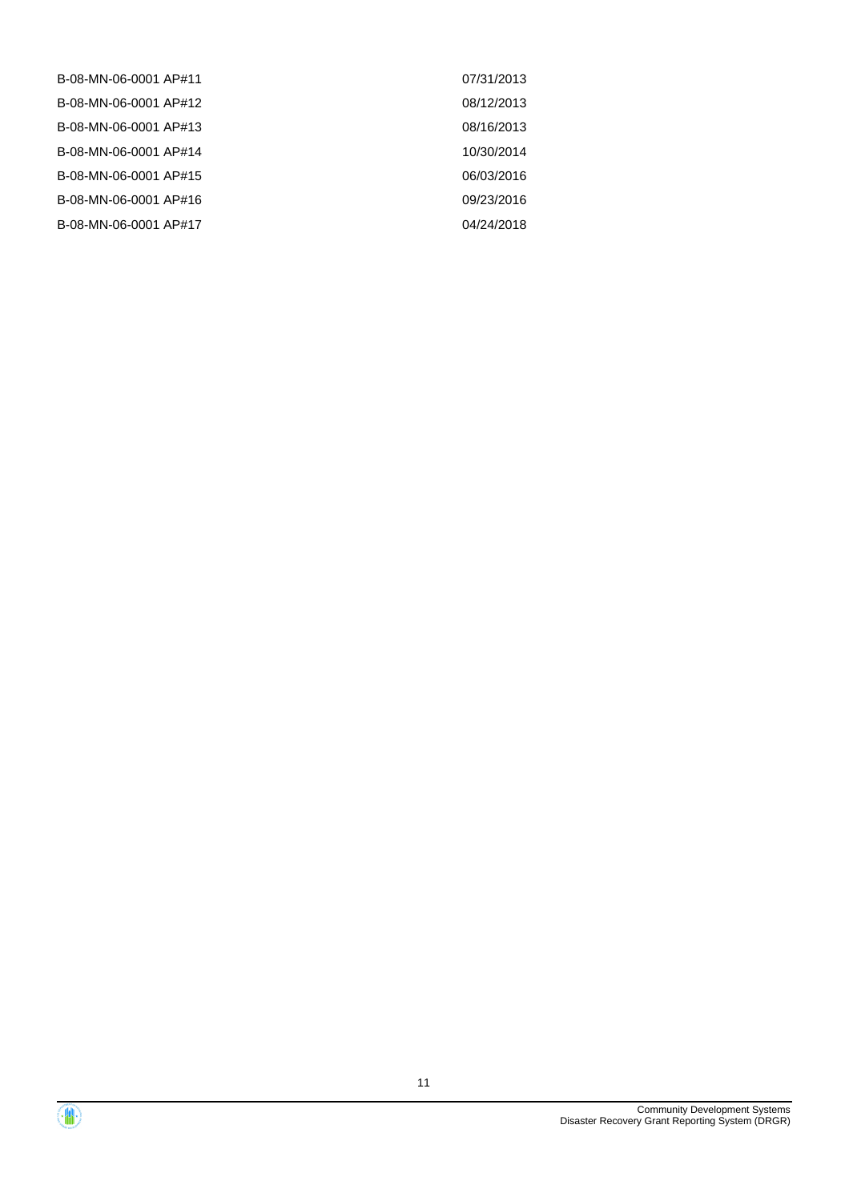| | |
|---|---|
| B-08-MN-06-0001 AP#11 | 07/31/2013 |
| B-08-MN-06-0001 AP#12 | 08/12/2013 |
| B-08-MN-06-0001 AP#13 | 08/16/2013 |
| B-08-MN-06-0001 AP#14 | 10/30/2014 |
| B-08-MN-06-0001 AP#15 | 06/03/2016 |
| B-08-MN-06-0001 AP#16 | 09/23/2016 |
| B-08-MN-06-0001 AP#17 | 04/24/2018 |